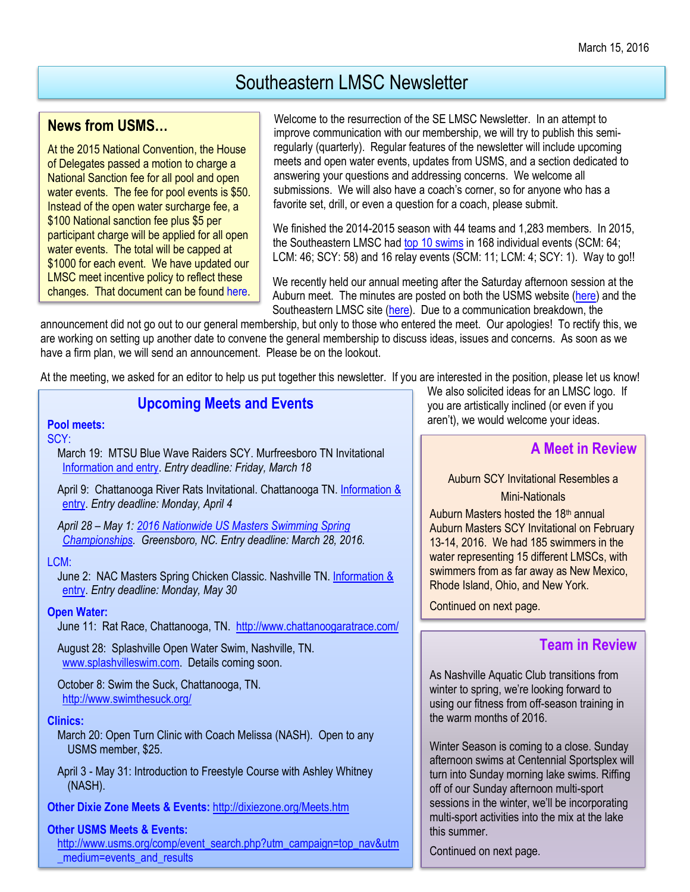March 15, 2016

# Southeastern LMSC Newsletter

## News from USMS…

At the 2015 National Convention, the House of Delegates passed a motion to charge a National Sanction fee for all pool and open water events. The fee for pool events is $50. Instead of the open water surcharge fee, a $100 National sanction fee plus $5 per participant charge will be applied for all open water events. The total will be capped at $1000 for each event. We have updated our LMSC meet incentive policy to reflect these changes. That document can be found here.

Welcome to the resurrection of the SE LMSC Newsletter. In an attempt to improve communication with our membership, we will try to publish this semi-regularly (quarterly). Regular features of the newsletter will include upcoming meets and open water events, updates from USMS, and a section dedicated to answering your questions and addressing concerns. We welcome all submissions. We will also have a coach's corner, so for anyone who has a favorite set, drill, or even a question for a coach, please submit.

We finished the 2014-2015 season with 44 teams and 1,283 members. In 2015, the Southeastern LMSC had top 10 swims in 168 individual events (SCM: 64; LCM: 46; SCY: 58) and 16 relay events (SCM: 11; LCM: 4; SCY: 1). Way to go!!

We recently held our annual meeting after the Saturday afternoon session at the Auburn meet. The minutes are posted on both the USMS website (here) and the Southeastern LMSC site (here). Due to a communication breakdown, the announcement did not go out to our general membership, but only to those who entered the meet. Our apologies! To rectify this, we are working on setting up another date to convene the general membership to discuss ideas, issues and concerns. As soon as we have a firm plan, we will send an announcement. Please be on the lookout.

At the meeting, we asked for an editor to help us put together this newsletter. If you are interested in the position, please let us know! We also solicited ideas for an LMSC logo. If you are artistically inclined (or even if you aren't), we would welcome your ideas.

## Upcoming Meets and Events

**Pool meets:**

SCY:

- March 19: MTSU Blue Wave Raiders SCY. Murfreesboro TN Invitational Information and entry. *Entry deadline: Friday, March 18*
- April 9: Chattanooga River Rats Invitational. Chattanooga TN. Information & entry. *Entry deadline: Monday, April 4*
- *April 28 – May 1: 2016 Nationwide US Masters Swimming Spring Championships. Greensboro, NC. Entry deadline: March 28, 2016.*

LCM:

- June 2: NAC Masters Spring Chicken Classic. Nashville TN. Information & entry. *Entry deadline: Monday, May 30*

**Open Water:**

- June 11: Rat Race, Chattanooga, TN. http://www.chattanoogaratrace.com/
- August 28: Splashville Open Water Swim, Nashville, TN. www.splashvilleswim.com. Details coming soon.
- October 8: Swim the Suck, Chattanooga, TN. http://www.swimthesuck.org/

**Clinics:**

- March 20: Open Turn Clinic with Coach Melissa (NASH). Open to any USMS member, $25.
- April 3 - May 31: Introduction to Freestyle Course with Ashley Whitney (NASH).

**Other Dixie Zone Meets & Events:** http://dixiezone.org/Meets.htm

**Other USMS Meets & Events:** http://www.usms.org/comp/event_search.php?utm_campaign=top_nav&utm_medium=events_and_results

## A Meet in Review

Auburn SCY Invitational Resembles a Mini-Nationals

Auburn Masters hosted the 18th annual Auburn Masters SCY Invitational on February 13-14, 2016. We had 185 swimmers in the water representing 15 different LMSCs, with swimmers from as far away as New Mexico, Rhode Island, Ohio, and New York.

Continued on next page.

## Team in Review

As Nashville Aquatic Club transitions from winter to spring, we're looking forward to using our fitness from off-season training in the warm months of 2016.

Winter Season is coming to a close. Sunday afternoon swims at Centennial Sportsplex will turn into Sunday morning lake swims. Riffing off of our Sunday afternoon multi-sport sessions in the winter, we'll be incorporating multi-sport activities into the mix at the lake this summer.

Continued on next page.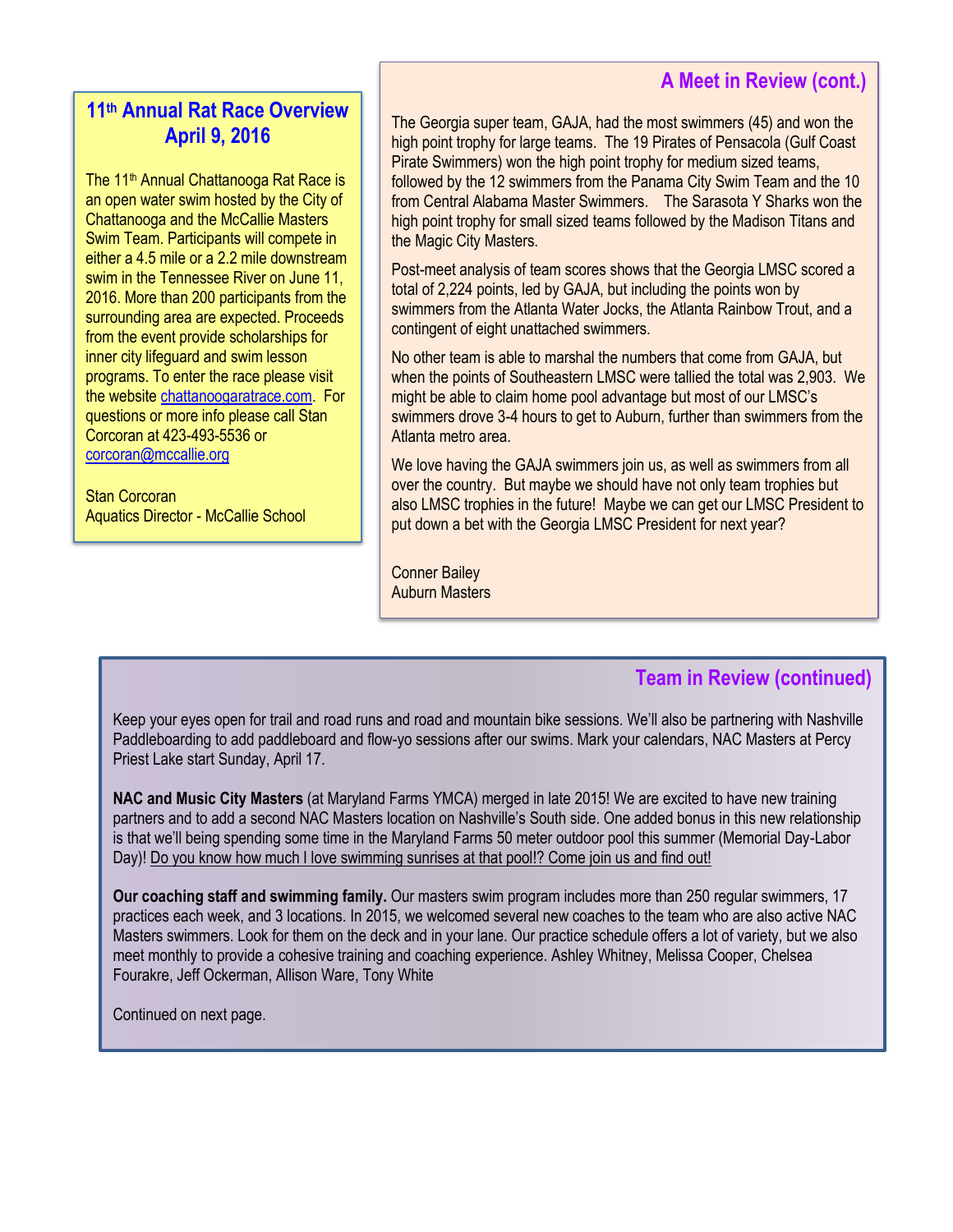## 11th Annual Rat Race Overview April 9, 2016

The 11th Annual Chattanooga Rat Race is an open water swim hosted by the City of Chattanooga and the McCallie Masters Swim Team. Participants will compete in either a 4.5 mile or a 2.2 mile downstream swim in the Tennessee River on June 11, 2016. More than 200 participants from the surrounding area are expected. Proceeds from the event provide scholarships for inner city lifeguard and swim lesson programs. To enter the race please visit the website chattanoogaratrace.com. For questions or more info please call Stan Corcoran at 423-493-5536 or corcoran@mccallie.org

Stan Corcoran
Aquatics Director - McCallie School

## A Meet in Review (cont.)

The Georgia super team, GAJA, had the most swimmers (45) and won the high point trophy for large teams. The 19 Pirates of Pensacola (Gulf Coast Pirate Swimmers) won the high point trophy for medium sized teams, followed by the 12 swimmers from the Panama City Swim Team and the 10 from Central Alabama Master Swimmers. The Sarasota Y Sharks won the high point trophy for small sized teams followed by the Madison Titans and the Magic City Masters.

Post-meet analysis of team scores shows that the Georgia LMSC scored a total of 2,224 points, led by GAJA, but including the points won by swimmers from the Atlanta Water Jocks, the Atlanta Rainbow Trout, and a contingent of eight unattached swimmers.

No other team is able to marshal the numbers that come from GAJA, but when the points of Southeastern LMSC were tallied the total was 2,903. We might be able to claim home pool advantage but most of our LMSC's swimmers drove 3-4 hours to get to Auburn, further than swimmers from the Atlanta metro area.

We love having the GAJA swimmers join us, as well as swimmers from all over the country. But maybe we should have not only team trophies but also LMSC trophies in the future! Maybe we can get our LMSC President to put down a bet with the Georgia LMSC President for next year?

Conner Bailey
Auburn Masters

## Team in Review (continued)

Keep your eyes open for trail and road runs and road and mountain bike sessions. We'll also be partnering with Nashville Paddleboarding to add paddleboard and flow-yo sessions after our swims. Mark your calendars, NAC Masters at Percy Priest Lake start Sunday, April 17.

**NAC and Music City Masters** (at Maryland Farms YMCA) merged in late 2015! We are excited to have new training partners and to add a second NAC Masters location on Nashville's South side. One added bonus in this new relationship is that we'll being spending some time in the Maryland Farms 50 meter outdoor pool this summer (Memorial Day-Labor Day)! Do you know how much I love swimming sunrises at that pool!? Come join us and find out!

**Our coaching staff and swimming family.** Our masters swim program includes more than 250 regular swimmers, 17 practices each week, and 3 locations. In 2015, we welcomed several new coaches to the team who are also active NAC Masters swimmers. Look for them on the deck and in your lane. Our practice schedule offers a lot of variety, but we also meet monthly to provide a cohesive training and coaching experience. Ashley Whitney, Melissa Cooper, Chelsea Fourakre, Jeff Ockerman, Allison Ware, Tony White

Continued on next page.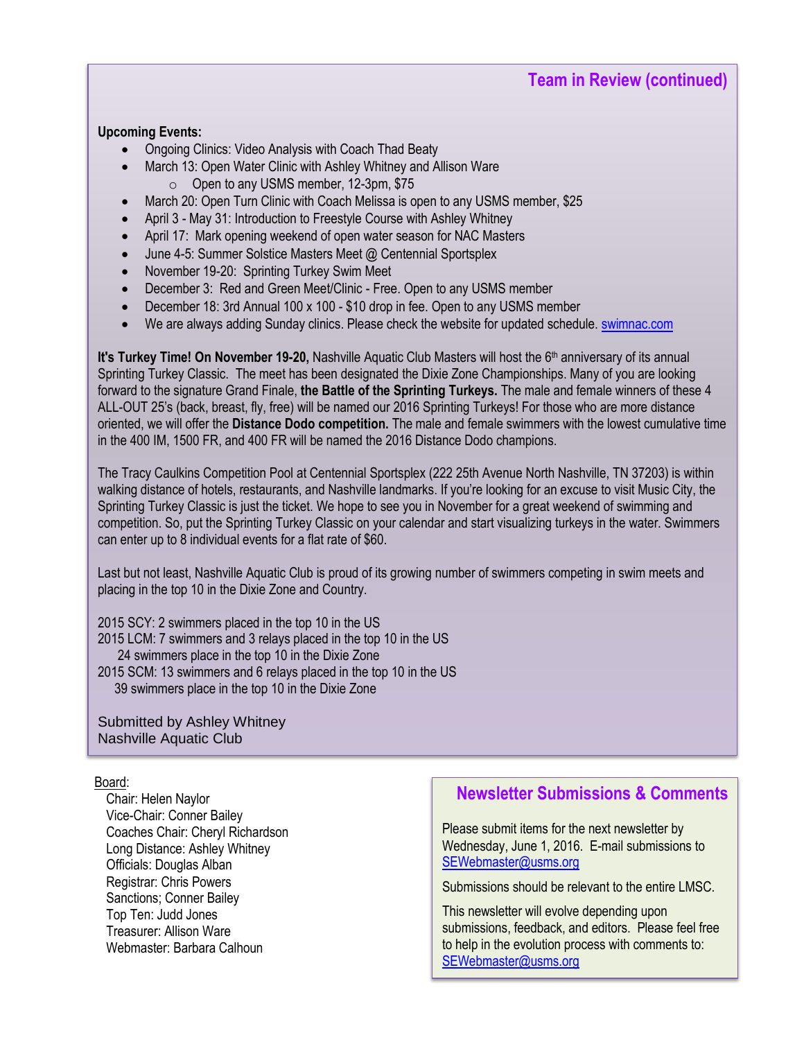## Team in Review (continued)

**Upcoming Events:**

- Ongoing Clinics: Video Analysis with Coach Thad Beaty
- March 13: Open Water Clinic with Ashley Whitney and Allison Ware
  - Open to any USMS member, 12-3pm, $75
- March 20: Open Turn Clinic with Coach Melissa is open to any USMS member, $25
- April 3 - May 31: Introduction to Freestyle Course with Ashley Whitney
- April 17: Mark opening weekend of open water season for NAC Masters
- June 4-5: Summer Solstice Masters Meet @ Centennial Sportsplex
- November 19-20: Sprinting Turkey Swim Meet
- December 3: Red and Green Meet/Clinic - Free. Open to any USMS member
- December 18: 3rd Annual 100 x 100 - $10 drop in fee. Open to any USMS member
- We are always adding Sunday clinics. Please check the website for updated schedule. swimnac.com

**It's Turkey Time! On November 19-20,** Nashville Aquatic Club Masters will host the 6th anniversary of its annual Sprinting Turkey Classic. The meet has been designated the Dixie Zone Championships. Many of you are looking forward to the signature Grand Finale, **the Battle of the Sprinting Turkeys.** The male and female winners of these 4 ALL-OUT 25's (back, breast, fly, free) will be named our 2016 Sprinting Turkeys! For those who are more distance oriented, we will offer the **Distance Dodo competition.** The male and female swimmers with the lowest cumulative time in the 400 IM, 1500 FR, and 400 FR will be named the 2016 Distance Dodo champions.

The Tracy Caulkins Competition Pool at Centennial Sportsplex (222 25th Avenue North Nashville, TN 37203) is within walking distance of hotels, restaurants, and Nashville landmarks. If you're looking for an excuse to visit Music City, the Sprinting Turkey Classic is just the ticket. We hope to see you in November for a great weekend of swimming and competition. So, put the Sprinting Turkey Classic on your calendar and start visualizing turkeys in the water. Swimmers can enter up to 8 individual events for a flat rate of $60.

Last but not least, Nashville Aquatic Club is proud of its growing number of swimmers competing in swim meets and placing in the top 10 in the Dixie Zone and Country.

2015 SCY: 2 swimmers placed in the top 10 in the US
2015 LCM: 7 swimmers and 3 relays placed in the top 10 in the US
24 swimmers place in the top 10 in the Dixie Zone
2015 SCM: 13 swimmers and 6 relays placed in the top 10 in the US
39 swimmers place in the top 10 in the Dixie Zone

Submitted by Ashley Whitney
Nashville Aquatic Club

Board:

Chair: Helen Naylor
Vice-Chair: Conner Bailey
Coaches Chair: Cheryl Richardson
Long Distance: Ashley Whitney
Officials: Douglas Alban
Registrar: Chris Powers
Sanctions; Conner Bailey
Top Ten: Judd Jones
Treasurer: Allison Ware
Webmaster: Barbara Calhoun

## Newsletter Submissions & Comments

Please submit items for the next newsletter by Wednesday, June 1, 2016. E-mail submissions to SEWebmaster@usms.org

Submissions should be relevant to the entire LMSC.

This newsletter will evolve depending upon submissions, feedback, and editors. Please feel free to help in the evolution process with comments to: SEWebmaster@usms.org